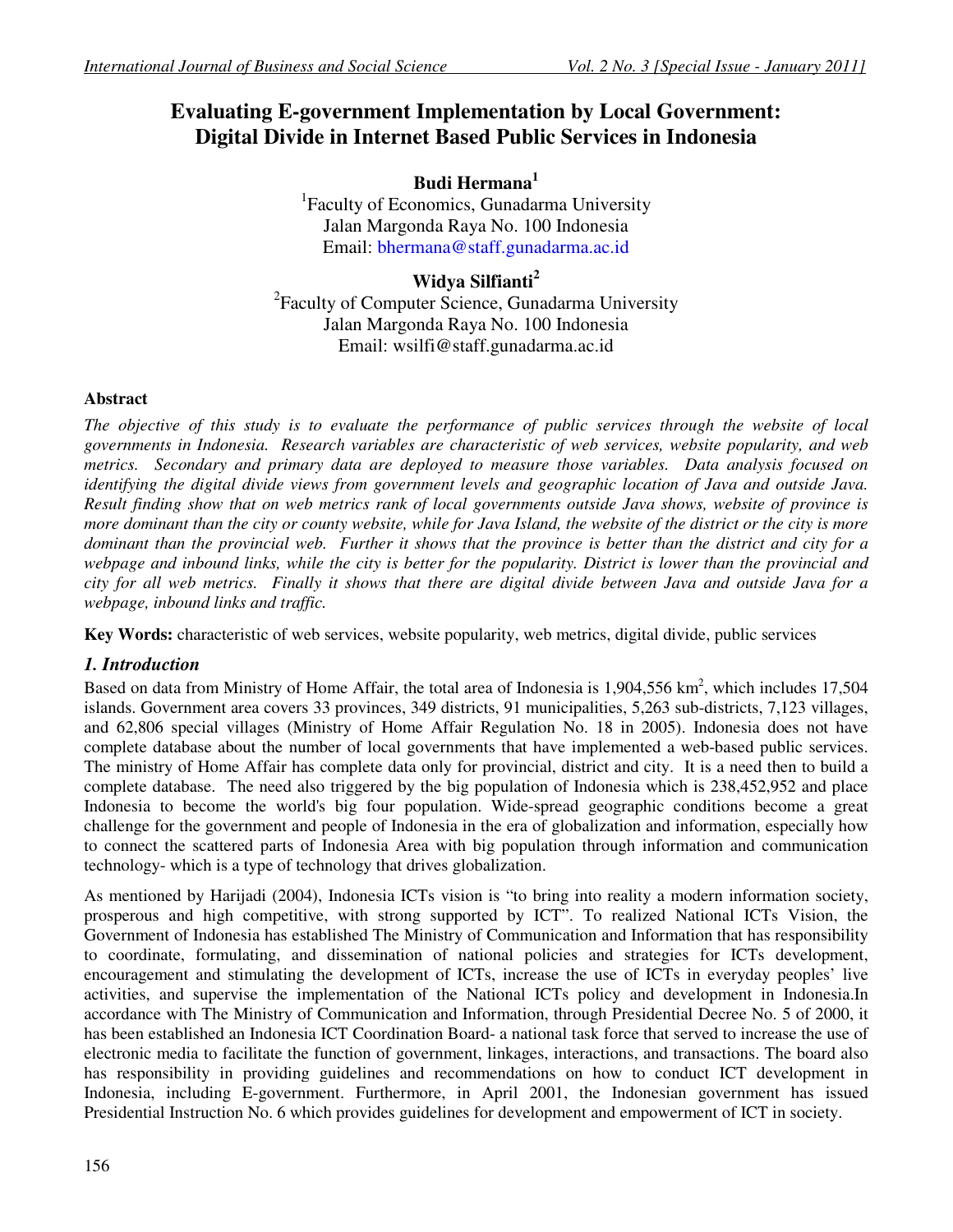# Evaluating E-government Implementation by Local Government: Digital Divide in Internet Based Public Services in Indonesia

**Budi Hermana[1]**
[1]Faculty of Economics, Gunadarma University
Jalan Margonda Raya No. 100 Indonesia
Email: bhermana@staff.gunadarma.ac.id

**Widya Silfianti[2]**
[2]Faculty of Computer Science, Gunadarma University
Jalan Margonda Raya No. 100 Indonesia
Email: wsilfi@staff.gunadarma.ac.id

**Abstract**

*The objective of this study is to evaluate the performance of public services through the website of local governments in Indonesia. Research variables are characteristic of web services, website popularity, and web metrics. Secondary and primary data are deployed to measure those variables. Data analysis focused on identifying the digital divide views from government levels and geographic location of Java and outside Java. Result finding show that on web metrics rank of local governments outside Java shows, website of province is more dominant than the city or county website, while for Java Island, the website of the district or the city is more dominant than the provincial web. Further it shows that the province is better than the district and city for a webpage and inbound links, while the city is better for the popularity. District is lower than the provincial and city for all web metrics. Finally it shows that there are digital divide between Java and outside Java for a webpage, inbound links and traffic.*

**Key Words:** characteristic of web services, website popularity, web metrics, digital divide, public services

## *1. Introduction*

Based on data from Ministry of Home Affair, the total area of Indonesia is 1,904,556 km$^2$, which includes 17,504 islands. Government area covers 33 provinces, 349 districts, 91 municipalities, 5,263 sub-districts, 7,123 villages, and 62,806 special villages (Ministry of Home Affair Regulation No. 18 in 2005). Indonesia does not have complete database about the number of local governments that have implemented a web-based public services. The ministry of Home Affair has complete data only for provincial, district and city. It is a need then to build a complete database. The need also triggered by the big population of Indonesia which is 238,452,952 and place Indonesia to become the world's big four population. Wide-spread geographic conditions become a great challenge for the government and people of Indonesia in the era of globalization and information, especially how to connect the scattered parts of Indonesia Area with big population through information and communication technology- which is a type of technology that drives globalization.

As mentioned by Harijadi (2004), Indonesia ICTs vision is "to bring into reality a modern information society, prosperous and high competitive, with strong supported by ICT". To realized National ICTs Vision, the Government of Indonesia has established The Ministry of Communication and Information that has responsibility to coordinate, formulating, and dissemination of national policies and strategies for ICTs development, encouragement and stimulating the development of ICTs, increase the use of ICTs in everyday peoples' live activities, and supervise the implementation of the National ICTs policy and development in Indonesia.In accordance with The Ministry of Communication and Information, through Presidential Decree No. 5 of 2000, it has been established an Indonesia ICT Coordination Board- a national task force that served to increase the use of electronic media to facilitate the function of government, linkages, interactions, and transactions. The board also has responsibility in providing guidelines and recommendations on how to conduct ICT development in Indonesia, including E-government. Furthermore, in April 2001, the Indonesian government has issued Presidential Instruction No. 6 which provides guidelines for development and empowerment of ICT in society.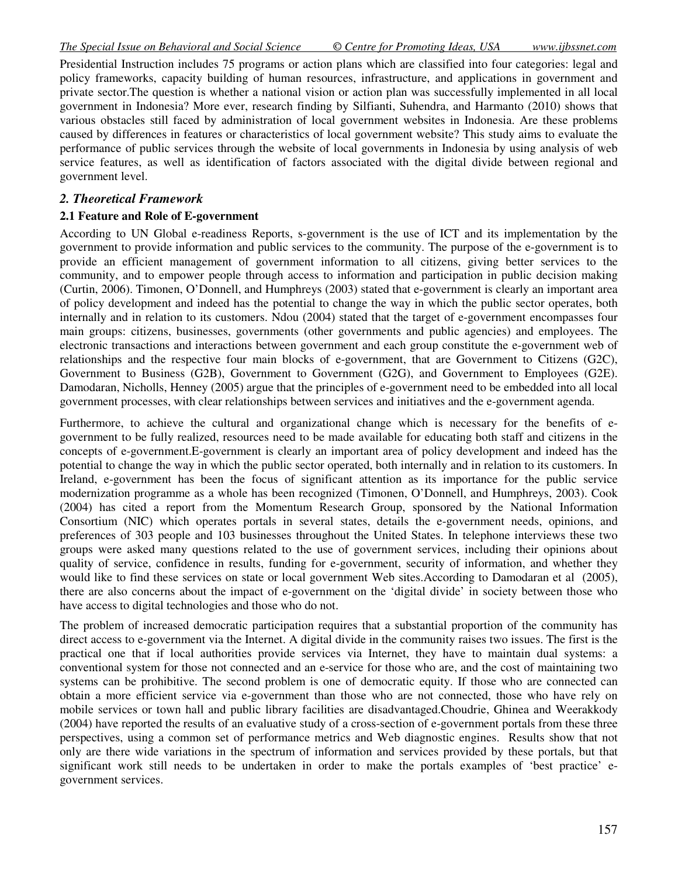Presidential Instruction includes 75 programs or action plans which are classified into four categories: legal and policy frameworks, capacity building of human resources, infrastructure, and applications in government and private sector.The question is whether a national vision or action plan was successfully implemented in all local government in Indonesia? More ever, research finding by Silfianti, Suhendra, and Harmanto (2010) shows that various obstacles still faced by administration of local government websites in Indonesia. Are these problems caused by differences in features or characteristics of local government website? This study aims to evaluate the performance of public services through the website of local governments in Indonesia by using analysis of web service features, as well as identification of factors associated with the digital divide between regional and government level.

## *2. Theoretical Framework*

### 2.1 Feature and Role of E-government

According to UN Global e-readiness Reports, s-government is the use of ICT and its implementation by the government to provide information and public services to the community. The purpose of the e-government is to provide an efficient management of government information to all citizens, giving better services to the community, and to empower people through access to information and participation in public decision making (Curtin, 2006). Timonen, O'Donnell, and Humphreys (2003) stated that e-government is clearly an important area of policy development and indeed has the potential to change the way in which the public sector operates, both internally and in relation to its customers. Ndou (2004) stated that the target of e-government encompasses four main groups: citizens, businesses, governments (other governments and public agencies) and employees. The electronic transactions and interactions between government and each group constitute the e-government web of relationships and the respective four main blocks of e-government, that are Government to Citizens (G2C), Government to Business (G2B), Government to Government (G2G), and Government to Employees (G2E). Damodaran, Nicholls, Henney (2005) argue that the principles of e-government need to be embedded into all local government processes, with clear relationships between services and initiatives and the e-government agenda.

Furthermore, to achieve the cultural and organizational change which is necessary for the benefits of e-government to be fully realized, resources need to be made available for educating both staff and citizens in the concepts of e-government.E-government is clearly an important area of policy development and indeed has the potential to change the way in which the public sector operated, both internally and in relation to its customers. In Ireland, e-government has been the focus of significant attention as its importance for the public service modernization programme as a whole has been recognized (Timonen, O'Donnell, and Humphreys, 2003). Cook (2004) has cited a report from the Momentum Research Group, sponsored by the National Information Consortium (NIC) which operates portals in several states, details the e-government needs, opinions, and preferences of 303 people and 103 businesses throughout the United States. In telephone interviews these two groups were asked many questions related to the use of government services, including their opinions about quality of service, confidence in results, funding for e-government, security of information, and whether they would like to find these services on state or local government Web sites.According to Damodaran et al (2005), there are also concerns about the impact of e-government on the 'digital divide' in society between those who have access to digital technologies and those who do not.

The problem of increased democratic participation requires that a substantial proportion of the community has direct access to e-government via the Internet. A digital divide in the community raises two issues. The first is the practical one that if local authorities provide services via Internet, they have to maintain dual systems: a conventional system for those not connected and an e-service for those who are, and the cost of maintaining two systems can be prohibitive. The second problem is one of democratic equity. If those who are connected can obtain a more efficient service via e-government than those who are not connected, those who have rely on mobile services or town hall and public library facilities are disadvantaged.Choudrie, Ghinea and Weerakkody (2004) have reported the results of an evaluative study of a cross-section of e-government portals from these three perspectives, using a common set of performance metrics and Web diagnostic engines. Results show that not only are there wide variations in the spectrum of information and services provided by these portals, but that significant work still needs to be undertaken in order to make the portals examples of 'best practice' e-government services.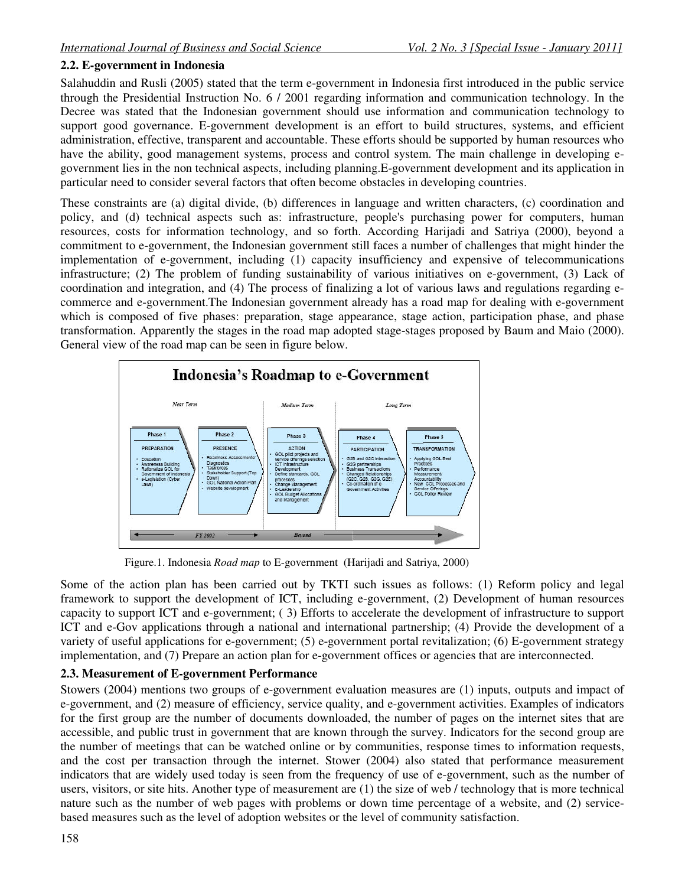## 2.2. E-government in Indonesia

Salahuddin and Rusli (2005) stated that the term e-government in Indonesia first introduced in the public service through the Presidential Instruction No. 6 / 2001 regarding information and communication technology. In the Decree was stated that the Indonesian government should use information and communication technology to support good governance. E-government development is an effort to build structures, systems, and efficient administration, effective, transparent and accountable. These efforts should be supported by human resources who have the ability, good management systems, process and control system. The main challenge in developing e-government lies in the non technical aspects, including planning.E-government development and its application in particular need to consider several factors that often become obstacles in developing countries.

These constraints are (a) digital divide, (b) differences in language and written characters, (c) coordination and policy, and (d) technical aspects such as: infrastructure, people's purchasing power for computers, human resources, costs for information technology, and so forth. According Harijadi and Satriya (2000), beyond a commitment to e-government, the Indonesian government still faces a number of challenges that might hinder the implementation of e-government, including (1) capacity insufficiency and expensive of telecommunications infrastructure; (2) The problem of funding sustainability of various initiatives on e-government, (3) Lack of coordination and integration, and (4) The process of finalizing a lot of various laws and regulations regarding e-commerce and e-government.The Indonesian government already has a road map for dealing with e-government which is composed of five phases: preparation, stage appearance, stage action, participation phase, and phase transformation. Apparently the stages in the road map adopted stage-stages proposed by Baum and Maio (2000). General view of the road map can be seen in figure below.

Indonesia's Roadmap to e-Government

Near Term

Medium Term

Long Term

Phase 1
PREPARATION
- Education
- Awareness Building
- Rationalize GOI for Government of Indonesia
- e-Legislation (Cyber Laws)

Phase 2
PRESENCE
- Readiness Assessments/ Diagnostics
- Taskforces
- Stakeholder Support (Top Down)
- GOI National Action Plan
- Website development

Phase 3
ACTION
- GOI pilot projects and service offerings selection
- ICT Infrastructure Development
- Define standards, GOI processes
- Change Management
- E-Leadership
- GOI Budget Allocations and Management

Phase 4
PARTICIPATION
- G2B and G2C interaction
- G2G partnerships
- Business Transactions
- Changed Relationships (G2C, G2B, G2G, G2E)
- Co-ordination of e-Government Activities

Phase 5
TRANSFORMATION
- Applying GOI Best Practices
- Performance Measurement/ Accountability
- New GOI Processes and Service Offerings
- GOI Policy Review

FY 2002

Beyond

Figure.1. Indonesia *Road map* to E-government (Harijadi and Satriya, 2000)

Some of the action plan has been carried out by TKTI such issues as follows: (1) Reform policy and legal framework to support the development of ICT, including e-government, (2) Development of human resources capacity to support ICT and e-government; ( 3) Efforts to accelerate the development of infrastructure to support ICT and e-Gov applications through a national and international partnership; (4) Provide the development of a variety of useful applications for e-government; (5) e-government portal revitalization; (6) E-government strategy implementation, and (7) Prepare an action plan for e-government offices or agencies that are interconnected.

## 2.3. Measurement of E-government Performance

Stowers (2004) mentions two groups of e-government evaluation measures are (1) inputs, outputs and impact of e-government, and (2) measure of efficiency, service quality, and e-government activities. Examples of indicators for the first group are the number of documents downloaded, the number of pages on the internet sites that are accessible, and public trust in government that are known through the survey. Indicators for the second group are the number of meetings that can be watched online or by communities, response times to information requests, and the cost per transaction through the internet. Stower (2004) also stated that performance measurement indicators that are widely used today is seen from the frequency of use of e-government, such as the number of users, visitors, or site hits. Another type of measurement are (1) the size of web / technology that is more technical nature such as the number of web pages with problems or down time percentage of a website, and (2) service-based measures such as the level of adoption websites or the level of community satisfaction.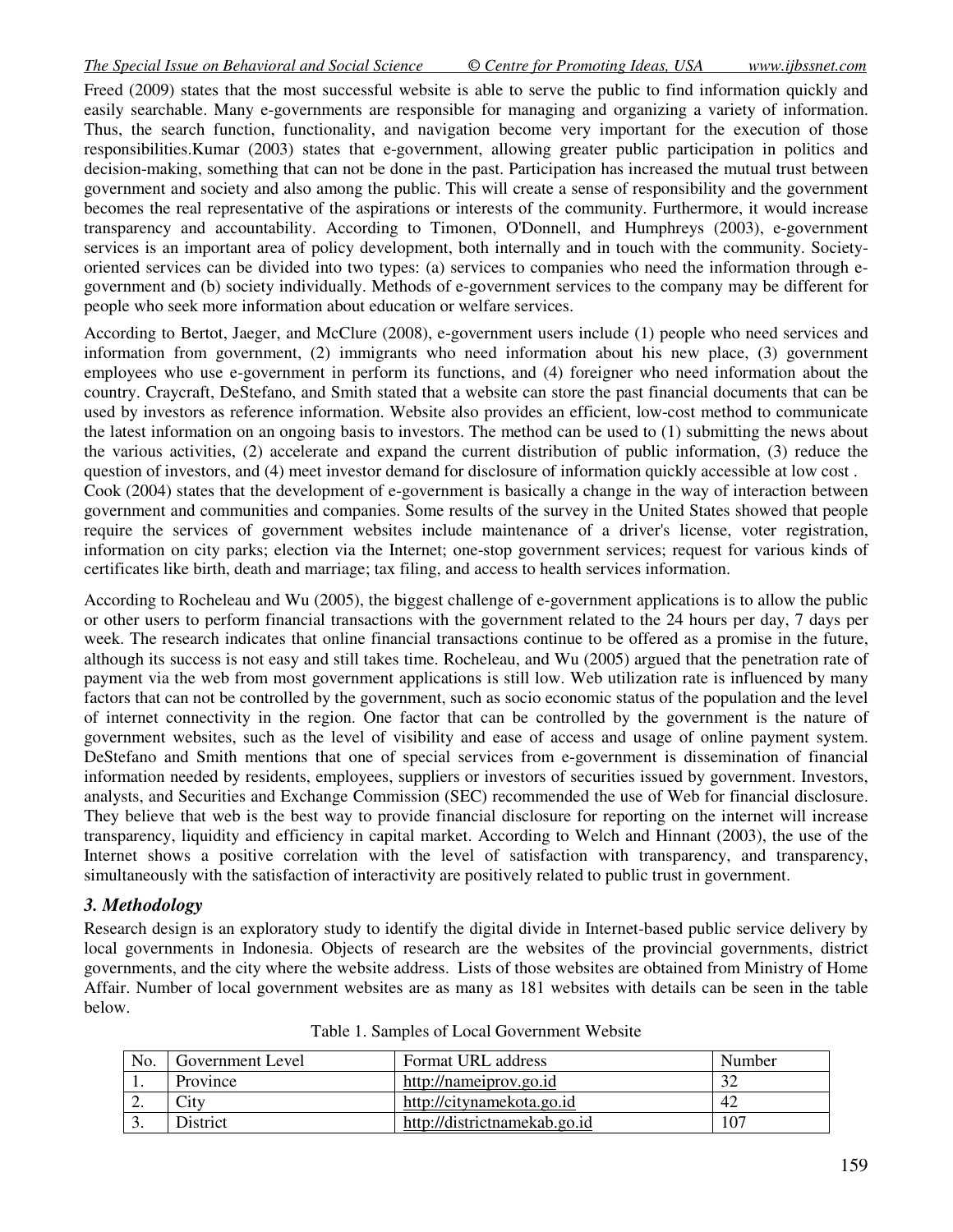Freed (2009) states that the most successful website is able to serve the public to find information quickly and easily searchable. Many e-governments are responsible for managing and organizing a variety of information. Thus, the search function, functionality, and navigation become very important for the execution of those responsibilities.Kumar (2003) states that e-government, allowing greater public participation in politics and decision-making, something that can not be done in the past. Participation has increased the mutual trust between government and society and also among the public. This will create a sense of responsibility and the government becomes the real representative of the aspirations or interests of the community. Furthermore, it would increase transparency and accountability. According to Timonen, O'Donnell, and Humphreys (2003), e-government services is an important area of policy development, both internally and in touch with the community. Society-oriented services can be divided into two types: (a) services to companies who need the information through e-government and (b) society individually. Methods of e-government services to the company may be different for people who seek more information about education or welfare services.

According to Bertot, Jaeger, and McClure (2008), e-government users include (1) people who need services and information from government, (2) immigrants who need information about his new place, (3) government employees who use e-government in perform its functions, and (4) foreigner who need information about the country. Craycraft, DeStefano, and Smith stated that a website can store the past financial documents that can be used by investors as reference information. Website also provides an efficient, low-cost method to communicate the latest information on an ongoing basis to investors. The method can be used to (1) submitting the news about the various activities, (2) accelerate and expand the current distribution of public information, (3) reduce the question of investors, and (4) meet investor demand for disclosure of information quickly accessible at low cost .
Cook (2004) states that the development of e-government is basically a change in the way of interaction between government and communities and companies. Some results of the survey in the United States showed that people require the services of government websites include maintenance of a driver's license, voter registration, information on city parks; election via the Internet; one-stop government services; request for various kinds of certificates like birth, death and marriage; tax filing, and access to health services information.

According to Rocheleau and Wu (2005), the biggest challenge of e-government applications is to allow the public or other users to perform financial transactions with the government related to the 24 hours per day, 7 days per week. The research indicates that online financial transactions continue to be offered as a promise in the future, although its success is not easy and still takes time. Rocheleau, and Wu (2005) argued that the penetration rate of payment via the web from most government applications is still low. Web utilization rate is influenced by many factors that can not be controlled by the government, such as socio economic status of the population and the level of internet connectivity in the region. One factor that can be controlled by the government is the nature of government websites, such as the level of visibility and ease of access and usage of online payment system. DeStefano and Smith mentions that one of special services from e-government is dissemination of financial information needed by residents, employees, suppliers or investors of securities issued by government. Investors, analysts, and Securities and Exchange Commission (SEC) recommended the use of Web for financial disclosure. They believe that web is the best way to provide financial disclosure for reporting on the internet will increase transparency, liquidity and efficiency in capital market. According to Welch and Hinnant (2003), the use of the Internet shows a positive correlation with the level of satisfaction with transparency, and transparency, simultaneously with the satisfaction of interactivity are positively related to public trust in government.

## *3. Methodology*

Research design is an exploratory study to identify the digital divide in Internet-based public service delivery by local governments in Indonesia. Objects of research are the websites of the provincial governments, district governments, and the city where the website address. Lists of those websites are obtained from Ministry of Home Affair. Number of local government websites are as many as 181 websites with details can be seen in the table below.

Table 1. Samples of Local Government Website

| No. | Government Level | Format URL address | Number |
|---|---|---|---|
| 1. | Province | http://nameiprov.go.id | 32 |
| 2. | City | http://citynamekota.go.id | 42 |
| 3. | District | http://districtnamekab.go.id | 107 |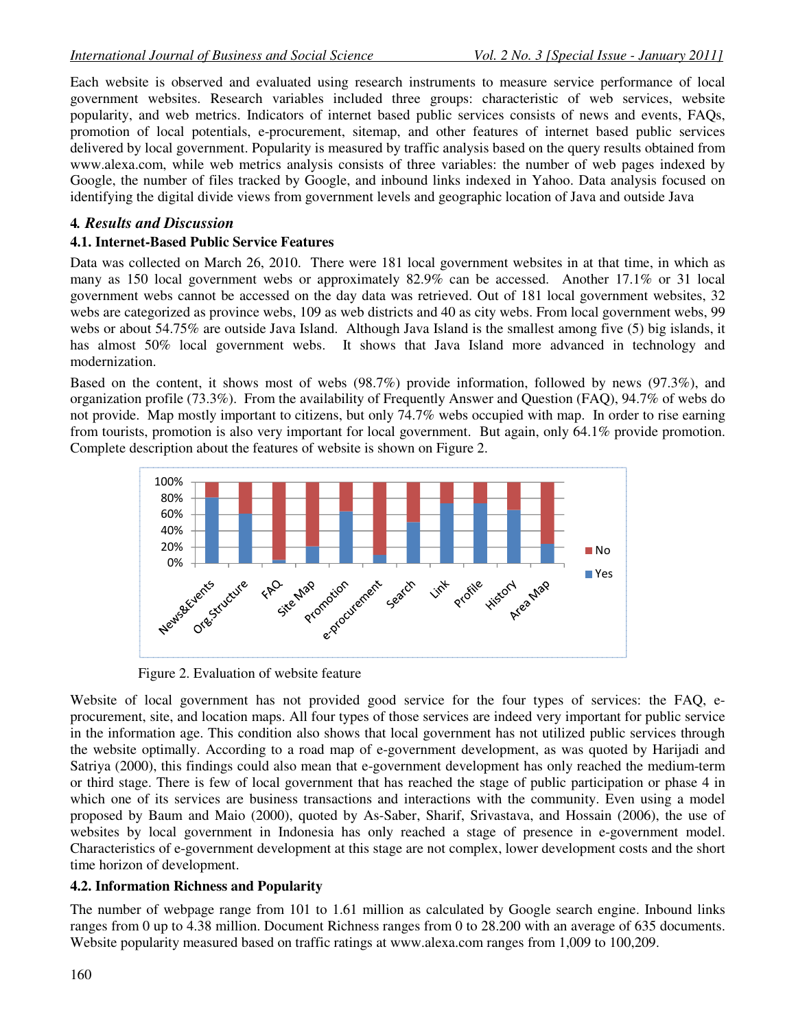Each website is observed and evaluated using research instruments to measure service performance of local government websites. Research variables included three groups: characteristic of web services, website popularity, and web metrics. Indicators of internet based public services consists of news and events, FAQs, promotion of local potentials, e-procurement, sitemap, and other features of internet based public services delivered by local government. Popularity is measured by traffic analysis based on the query results obtained from www.alexa.com, while web metrics analysis consists of three variables: the number of web pages indexed by Google, the number of files tracked by Google, and inbound links indexed in Yahoo. Data analysis focused on identifying the digital divide views from government levels and geographic location of Java and outside Java

## 4. *Results and Discussion*

### 4.1. Internet-Based Public Service Features

Data was collected on March 26, 2010. There were 181 local government websites in at that time, in which as many as 150 local government webs or approximately 82.9% can be accessed. Another 17.1% or 31 local government webs cannot be accessed on the day data was retrieved. Out of 181 local government websites, 32 webs are categorized as province webs, 109 as web districts and 40 as city webs. From local government webs, 99 webs or about 54.75% are outside Java Island. Although Java Island is the smallest among five (5) big islands, it has almost 50% local government webs. It shows that Java Island more advanced in technology and modernization.

Based on the content, it shows most of webs (98.7%) provide information, followed by news (97.3%), and organization profile (73.3%). From the availability of Frequently Answer and Question (FAQ), 94.7% of webs do not provide. Map mostly important to citizens, but only 74.7% webs occupied with map. In order to rise earning from tourists, promotion is also very important for local government. But again, only 64.1% provide promotion. Complete description about the features of website is shown on Figure 2.

100%
80%
60%
40%
20%
0%
News&Events
Org.Structure
FAQ
Site Map
Promotion
e-procurement
Search
Link
Profile
History
Area Map
No
Yes

Figure 2. Evaluation of website feature

Website of local government has not provided good service for the four types of services: the FAQ, e-procurement, site, and location maps. All four types of those services are indeed very important for public service in the information age. This condition also shows that local government has not utilized public services through the website optimally. According to a road map of e-government development, as was quoted by Harijadi and Satriya (2000), this findings could also mean that e-government development has only reached the medium-term or third stage. There is few of local government that has reached the stage of public participation or phase 4 in which one of its services are business transactions and interactions with the community. Even using a model proposed by Baum and Maio (2000), quoted by As-Saber, Sharif, Srivastava, and Hossain (2006), the use of websites by local government in Indonesia has only reached a stage of presence in e-government model. Characteristics of e-government development at this stage are not complex, lower development costs and the short time horizon of development.

### 4.2. Information Richness and Popularity

The number of webpage range from 101 to 1.61 million as calculated by Google search engine. Inbound links ranges from 0 up to 4.38 million. Document Richness ranges from 0 to 28.200 with an average of 635 documents. Website popularity measured based on traffic ratings at www.alexa.com ranges from 1,009 to 100,209.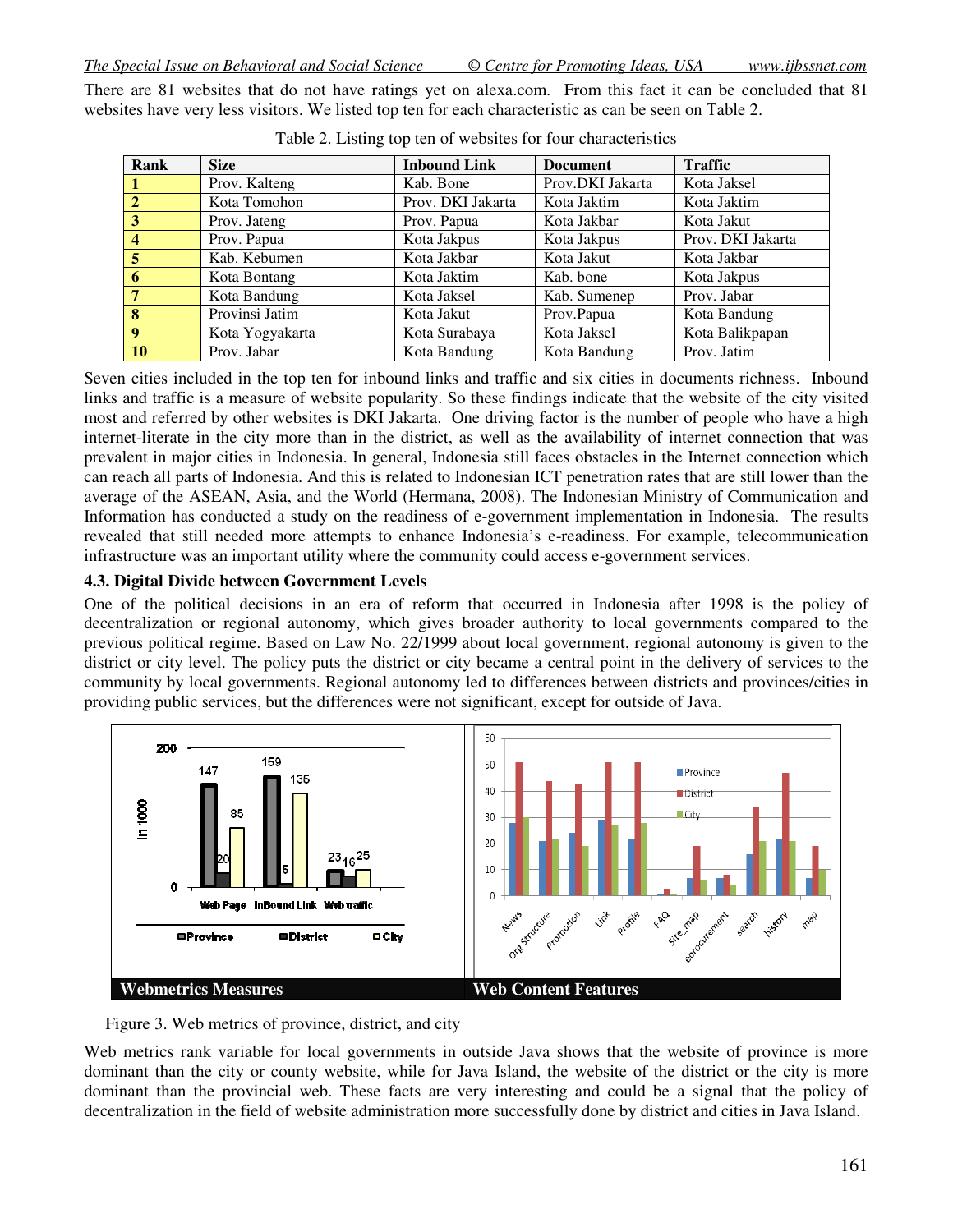There are 81 websites that do not have ratings yet on alexa.com. From this fact it can be concluded that 81 websites have very less visitors. We listed top ten for each characteristic as can be seen on Table 2.

Table 2. Listing top ten of websites for four characteristics

| Rank | Size | Inbound Link | Document | Traffic |
|---|---|---|---|---|
| **1** | Prov. Kalteng | Kab. Bone | Prov.DKI Jakarta | Kota Jaksel |
| **2** | Kota Tomohon | Prov. DKI Jakarta | Kota Jaktim | Kota Jaktim |
| **3** | Prov. Jateng | Prov. Papua | Kota Jakbar | Kota Jakut |
| **4** | Prov. Papua | Kota Jakpus | Kota Jakpus | Prov. DKI Jakarta |
| **5** | Kab. Kebumen | Kota Jakbar | Kota Jakut | Kota Jakbar |
| **6** | Kota Bontang | Kota Jaktim | Kab. bone | Kota Jakpus |
| **7** | Kota Bandung | Kota Jaksel | Kab. Sumenep | Prov. Jabar |
| **8** | Provinsi Jatim | Kota Jakut | Prov.Papua | Kota Bandung |
| **9** | Kota Yogyakarta | Kota Surabaya | Kota Jaksel | Kota Balikpapan |
| **10** | Prov. Jabar | Kota Bandung | Kota Bandung | Prov. Jatim |

Seven cities included in the top ten for inbound links and traffic and six cities in documents richness. Inbound links and traffic is a measure of website popularity. So these findings indicate that the website of the city visited most and referred by other websites is DKI Jakarta. One driving factor is the number of people who have a high internet-literate in the city more than in the district, as well as the availability of internet connection that was prevalent in major cities in Indonesia. In general, Indonesia still faces obstacles in the Internet connection which can reach all parts of Indonesia. And this is related to Indonesian ICT penetration rates that are still lower than the average of the ASEAN, Asia, and the World (Hermana, 2008). The Indonesian Ministry of Communication and Information has conducted a study on the readiness of e-government implementation in Indonesia. The results revealed that still needed more attempts to enhance Indonesia's e-readiness. For example, telecommunication infrastructure was an important utility where the community could access e-government services.

### 4.3. Digital Divide between Government Levels

One of the political decisions in an era of reform that occurred in Indonesia after 1998 is the policy of decentralization or regional autonomy, which gives broader authority to local governments compared to the previous political regime. Based on Law No. 22/1999 about local government, regional autonomy is given to the district or city level. The policy puts the district or city became a central point in the delivery of services to the community by local governments. Regional autonomy led to differences between districts and provinces/cities in providing public services, but the differences were not significant, except for outside of Java.

200
In 1000
0
147
20
85
159
5
135
23
16
25
Web Page
InBound Link
Web traffic
Province
District
City

60
50
40
30
20
10
0
Province
District
City
News
Org.Structure
Promotion
Link
Profile
FAQ
Site_map
eprocurement
search
history
map

**Webmetrics Measures** **Web Content Features**

Figure 3. Web metrics of province, district, and city

Web metrics rank variable for local governments in outside Java shows that the website of province is more dominant than the city or county website, while for Java Island, the website of the district or the city is more dominant than the provincial web. These facts are very interesting and could be a signal that the policy of decentralization in the field of website administration more successfully done by district and cities in Java Island.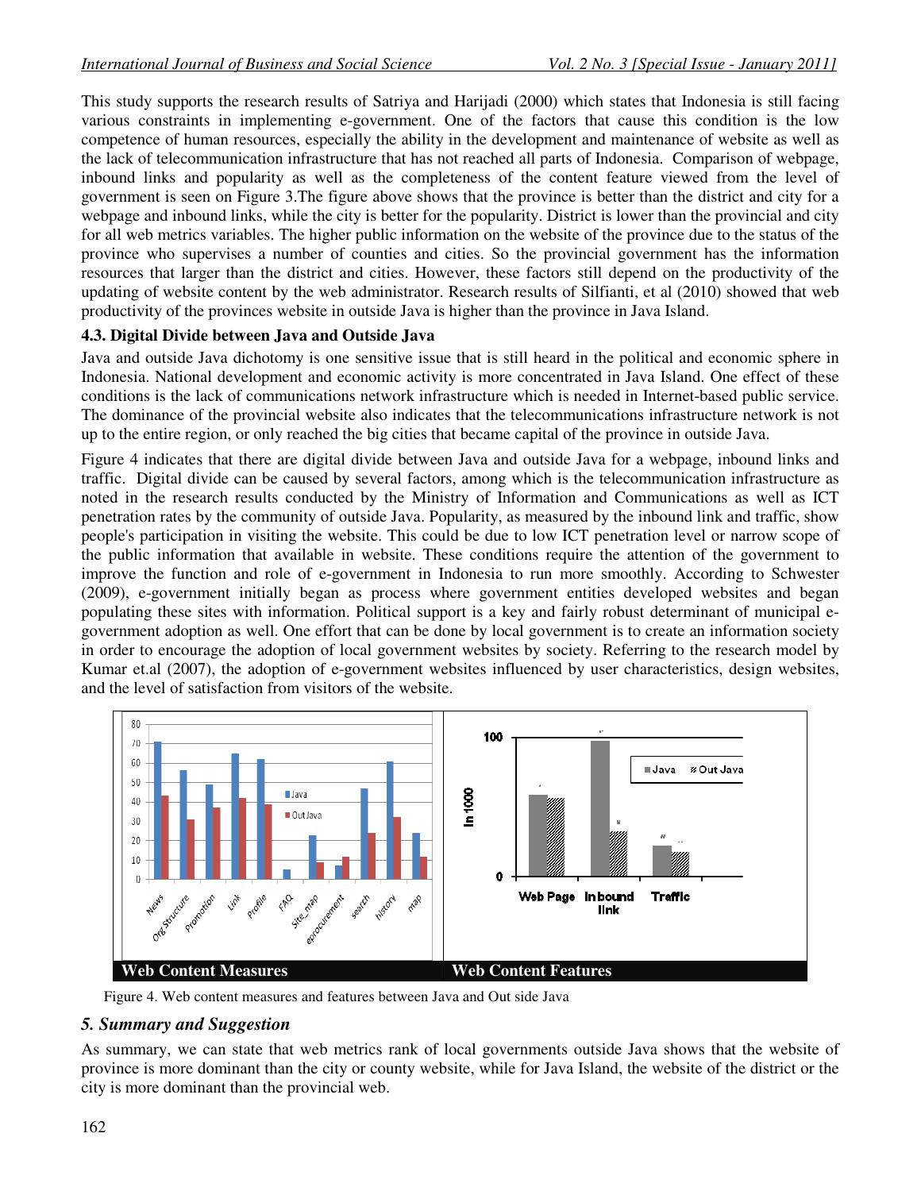This study supports the research results of Satriya and Harijadi (2000) which states that Indonesia is still facing various constraints in implementing e-government. One of the factors that cause this condition is the low competence of human resources, especially the ability in the development and maintenance of website as well as the lack of telecommunication infrastructure that has not reached all parts of Indonesia. Comparison of webpage, inbound links and popularity as well as the completeness of the content feature viewed from the level of government is seen on Figure 3.The figure above shows that the province is better than the district and city for a webpage and inbound links, while the city is better for the popularity. District is lower than the provincial and city for all web metrics variables. The higher public information on the website of the province due to the status of the province who supervises a number of counties and cities. So the provincial government has the information resources that larger than the district and cities. However, these factors still depend on the productivity of the updating of website content by the web administrator. Research results of Silfianti, et al (2010) showed that web productivity of the provinces website in outside Java is higher than the province in Java Island.

### 4.3. Digital Divide between Java and Outside Java

Java and outside Java dichotomy is one sensitive issue that is still heard in the political and economic sphere in Indonesia. National development and economic activity is more concentrated in Java Island. One effect of these conditions is the lack of communications network infrastructure which is needed in Internet-based public service. The dominance of the provincial website also indicates that the telecommunications infrastructure network is not up to the entire region, or only reached the big cities that became capital of the province in outside Java.

Figure 4 indicates that there are digital divide between Java and outside Java for a webpage, inbound links and traffic. Digital divide can be caused by several factors, among which is the telecommunication infrastructure as noted in the research results conducted by the Ministry of Information and Communications as well as ICT penetration rates by the community of outside Java. Popularity, as measured by the inbound link and traffic, show people's participation in visiting the website. This could be due to low ICT penetration level or narrow scope of the public information that available in website. These conditions require the attention of the government to improve the function and role of e-government in Indonesia to run more smoothly. According to Schwester (2009), e-government initially began as process where government entities developed websites and began populating these sites with information. Political support is a key and fairly robust determinant of municipal e-government adoption as well. One effort that can be done by local government is to create an information society in order to encourage the adoption of local government websites by society. Referring to the research model by Kumar et.al (2007), the adoption of e-government websites influenced by user characteristics, design websites, and the level of satisfaction from visitors of the website.

80
70
60
50
40
30
20
10
0
Java
Out Java
News
Org Structure
Promotion
Link
Profile
FAQ
Site_map
eprocurement
search
history
map
Web Content Measures

100
In 1000
0
Java
Out Java
Web Page
Inbound link
Traffic
Web Content Features

Figure 4. Web content measures and features between Java and Out side Java

## *5. Summary and Suggestion*

As summary, we can state that web metrics rank of local governments outside Java shows that the website of province is more dominant than the city or county website, while for Java Island, the website of the district or the city is more dominant than the provincial web.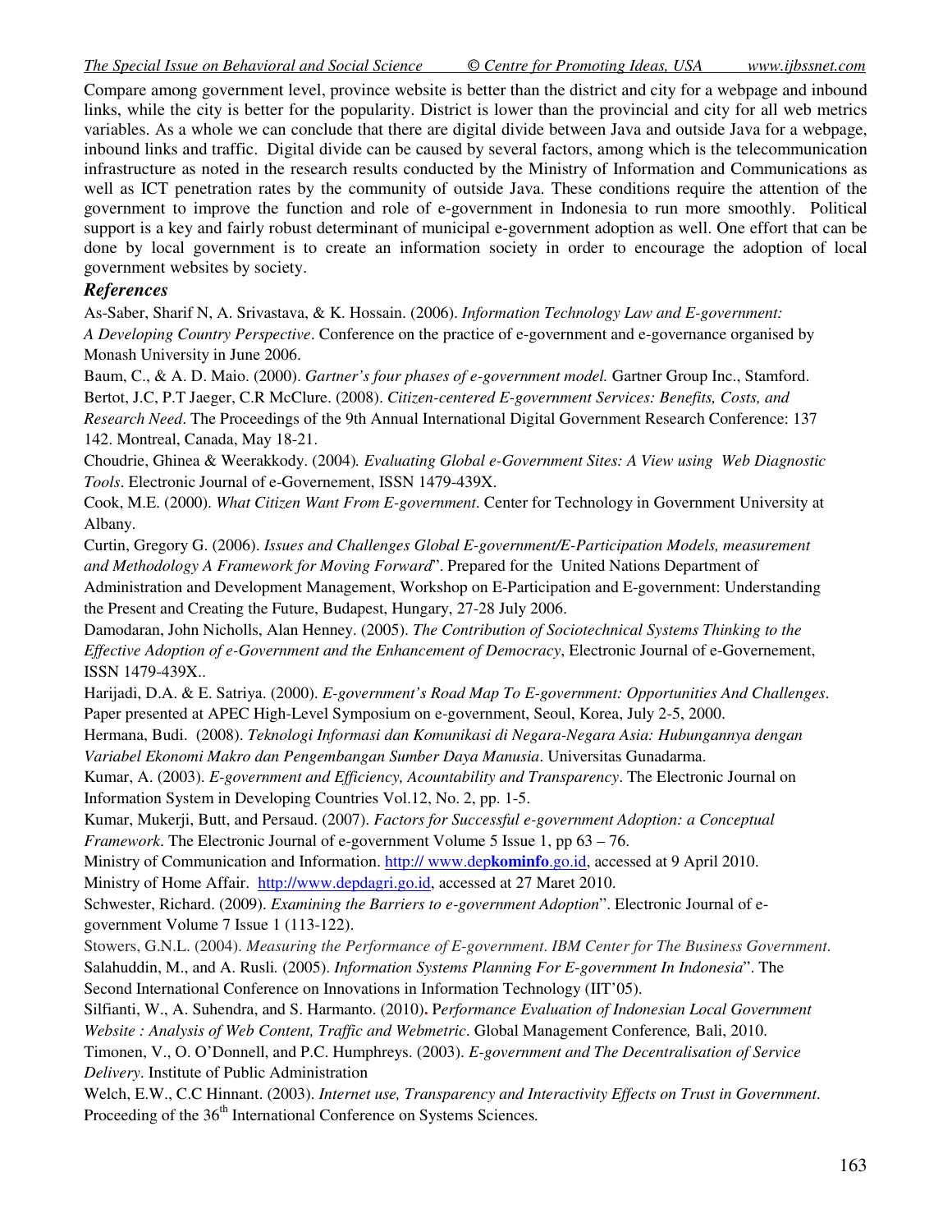Compare among government level, province website is better than the district and city for a webpage and inbound links, while the city is better for the popularity. District is lower than the provincial and city for all web metrics variables. As a whole we can conclude that there are digital divide between Java and outside Java for a webpage, inbound links and traffic. Digital divide can be caused by several factors, among which is the telecommunication infrastructure as noted in the research results conducted by the Ministry of Information and Communications as well as ICT penetration rates by the community of outside Java. These conditions require the attention of the government to improve the function and role of e-government in Indonesia to run more smoothly. Political support is a key and fairly robust determinant of municipal e-government adoption as well. One effort that can be done by local government is to create an information society in order to encourage the adoption of local government websites by society.

## *References*

As-Saber, Sharif N, A. Srivastava, & K. Hossain. (2006). *Information Technology Law and E-government: A Developing Country Perspective*. Conference on the practice of e-government and e-governance organised by Monash University in June 2006.

Baum, C., & A. D. Maio. (2000). *Gartner's four phases of e-government model.* Gartner Group Inc., Stamford.

Bertot, J.C, P.T Jaeger, C.R McClure. (2008). *Citizen-centered E-government Services: Benefits, Costs, and Research Need*. The Proceedings of the 9th Annual International Digital Government Research Conference: 137 142. Montreal, Canada, May 18-21.

Choudrie, Ghinea & Weerakkody. (2004)*. Evaluating Global e-Government Sites: A View using Web Diagnostic Tools*. Electronic Journal of e-Governement, ISSN 1479-439X.

Cook, M.E. (2000). *What Citizen Want From E-government*. Center for Technology in Government University at Albany.

Curtin, Gregory G. (2006). *Issues and Challenges Global E-government/E-Participation Models, measurement and Methodology A Framework for Moving Forward*". Prepared for the United Nations Department of Administration and Development Management, Workshop on E-Participation and E-government: Understanding the Present and Creating the Future, Budapest, Hungary, 27-28 July 2006.

Damodaran, John Nicholls, Alan Henney. (2005). *The Contribution of Sociotechnical Systems Thinking to the Effective Adoption of e-Government and the Enhancement of Democracy*, Electronic Journal of e-Governement, ISSN 1479-439X..

Harijadi, D.A. & E. Satriya. (2000). *E-government's Road Map To E-government: Opportunities And Challenges*. Paper presented at APEC High-Level Symposium on e-government, Seoul, Korea, July 2-5, 2000.

Hermana, Budi. (2008). *Teknologi Informasi dan Komunikasi di Negara-Negara Asia: Hubungannya dengan Variabel Ekonomi Makro dan Pengembangan Sumber Daya Manusia*. Universitas Gunadarma.

Kumar, A. (2003). *E-government and Efficiency, Acountability and Transparency*. The Electronic Journal on Information System in Developing Countries Vol.12, No. 2, pp. 1-5.

Kumar, Mukerji, Butt, and Persaud. (2007). *Factors for Successful e-government Adoption: a Conceptual Framework*. The Electronic Journal of e-government Volume 5 Issue 1, pp 63 – 76.

Ministry of Communication and Information. http:// www.dep**kominfo**.go.id, accessed at 9 April 2010.

Ministry of Home Affair. http://www.depdagri.go.id, accessed at 27 Maret 2010.

Schwester, Richard. (2009). *Examining the Barriers to e-government Adoption*". Electronic Journal of e-government Volume 7 Issue 1 (113-122).

Stowers, G.N.L. (2004). *Measuring the Performance of E-government. IBM Center for The Business Government*.

Salahuddin, M., and A. Rusli*.* (2005). *Information Systems Planning For E-government In Indonesia*". The Second International Conference on Innovations in Information Technology (IIT'05).

Silfianti, W., A. Suhendra, and S. Harmanto. (2010)**.** P*erformance Evaluation of Indonesian Local Government Website : Analysis of Web Content, Traffic and Webmetric*. Global Management Conference*,* Bali, 2010.

Timonen, V., O. O'Donnell, and P.C. Humphreys. (2003). *E-government and The Decentralisation of Service Delivery*. Institute of Public Administration

Welch, E.W., C.C Hinnant. (2003). *Internet use, Transparency and Interactivity Effects on Trust in Government*. Proceeding of the 36th International Conference on Systems Sciences*.*